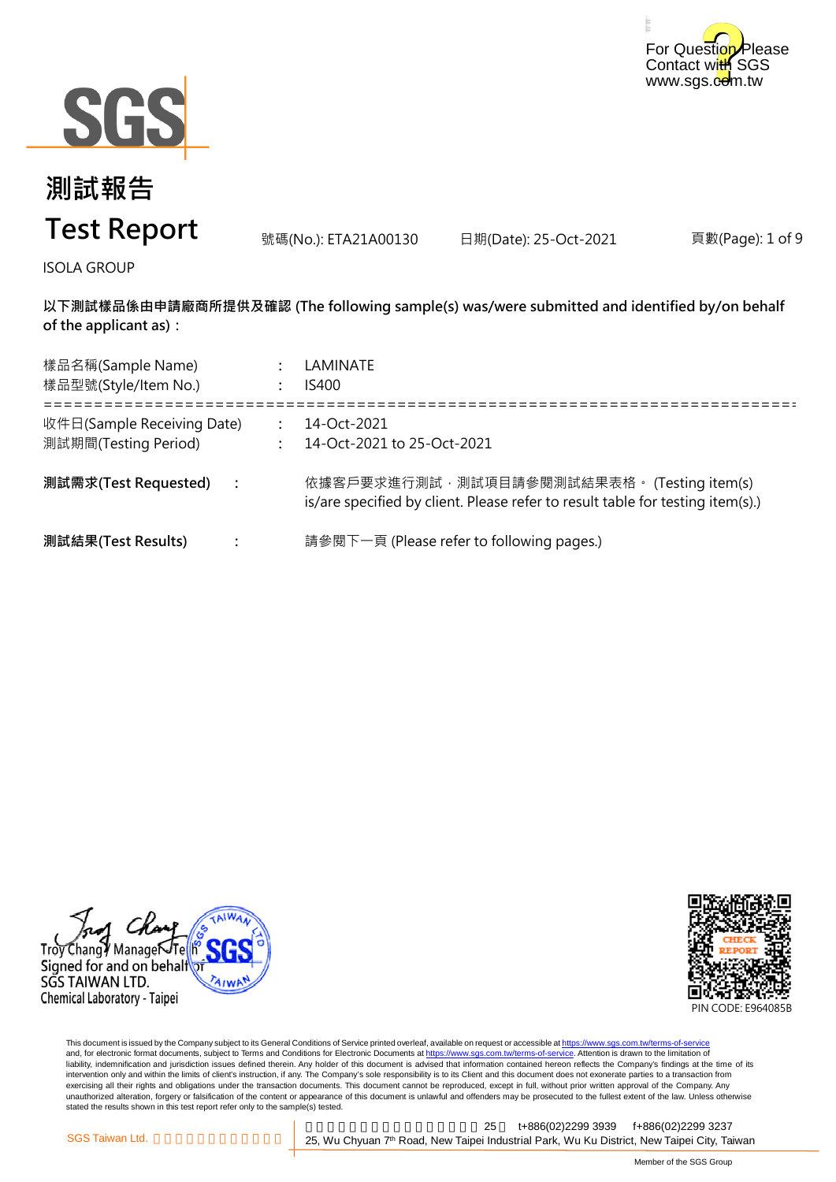For Question Please Contact with SGS www.sgs.com.tw

# 測試報告

# Test Report

號碼(No.): ETA21A00130　　日期(Date): 25-Oct-2021

ISOLA GROUP

**以下測試樣品係由申請廠商所提供及確認 (The following sample(s) was/were submitted and identified by/on behalf of the applicant as)：**

樣品名稱(Sample Name) : LAMINATE
樣品型號(Style/Item No.) : IS400

==========================================================================

收件日(Sample Receiving Date) : 14-Oct-2021
測試期間(Testing Period) : 14-Oct-2021 to 25-Oct-2021

**測試需求(Test Requested) :** 依據客戶要求進行測試，測試項目請參閱測試結果表格。 (Testing item(s) is/are specified by client. Please refer to result table for testing item(s).)

**測試結果(Test Results) :** 請參閱下一頁 (Please refer to following pages.)

Troy Chang / Manager Tech
Signed for and on behalf of
SGS TAIWAN LTD.
Chemical Laboratory - Taipei

PIN CODE: E964085B

This document is issued by the Company subject to its General Conditions of Service printed overleaf, available on request or accessible at https://www.sgs.com.tw/terms-of-service and, for electronic format documents, subject to Terms and Conditions for Electronic Documents at https://www.sgs.com.tw/terms-of-service. Attention is drawn to the limitation of liability, indemnification and jurisdiction issues defined therein. Any holder of this document is advised that information contained hereon reflects the Company's findings at the time of its intervention only and within the limits of client's instruction, if any. The Company's sole responsibility is to its Client and this document does not exonerate parties to a transaction from exercising all their rights and obligations under the transaction documents. This document cannot be reproduced, except in full, without prior written approval of the Company. Any unauthorized alteration, forgery or falsification of the content or appearance of this document is unlawful and offenders may be prosecuted to the fullest extent of the law. Unless otherwise stated the results shown in this test report refer only to the sample(s) tested.

SGS Taiwan Ltd. | 25, Wu Chyuan 7th Road, New Taipei Industrial Park, Wu Ku District, New Taipei City, Taiwan t+886(02)2299 3939 f+886(02)2299 3237

Member of the SGS Group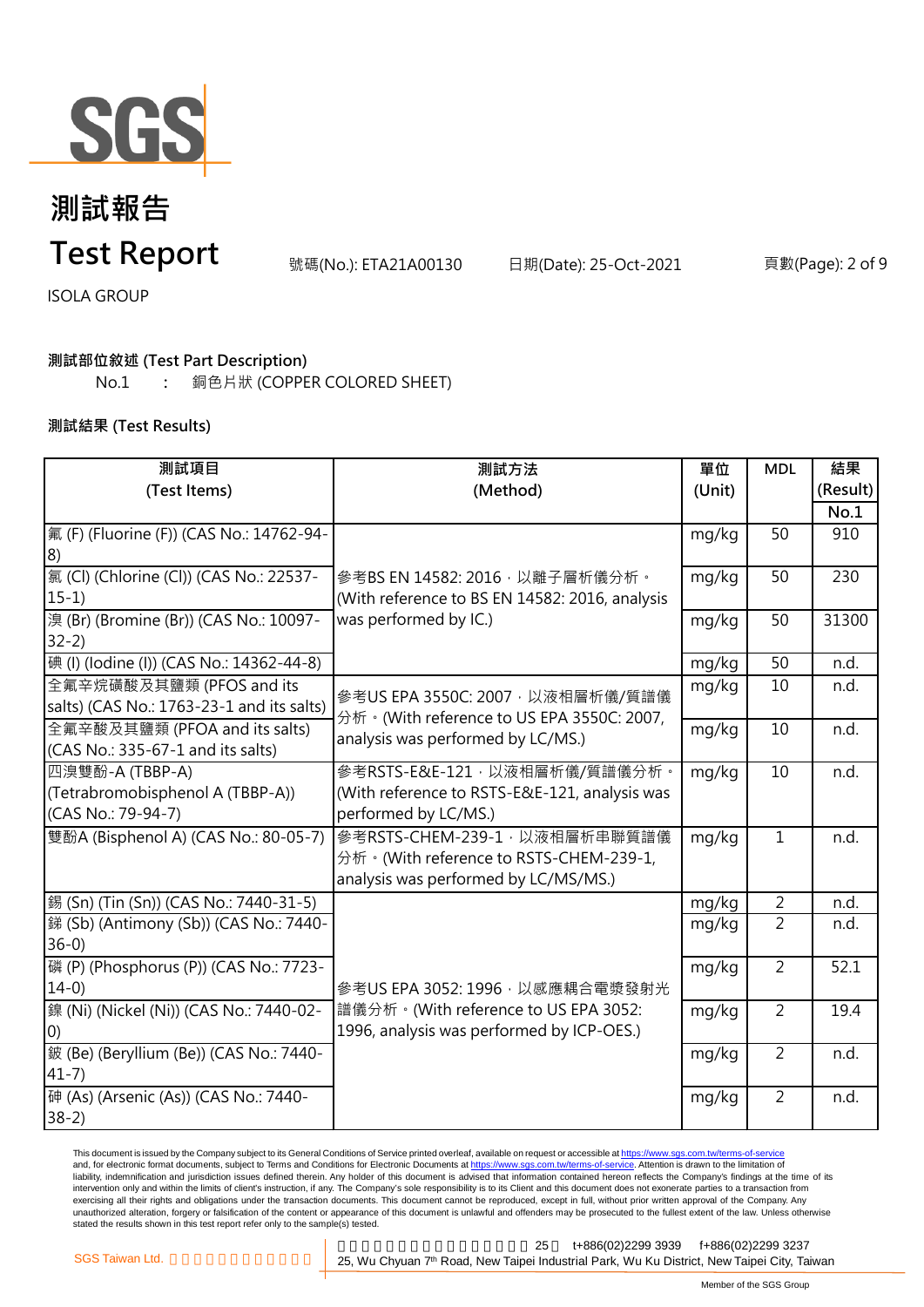# 測試報告

# Test Report

號碼(No.): ETA21A00130 日期(Date): 25-Oct-2021

ISOLA GROUP

**測試部位敘述 (Test Part Description)**

No.1 : 銅色片狀 (COPPER COLORED SHEET)

**測試結果 (Test Results)**

| 測試項目 (Test Items) | 測試方法 (Method) | 單位 (Unit) | MDL | 結果 (Result) No.1 |
|---|---|---|---|---|
| 氟 (F) (Fluorine (F)) (CAS No.: 14762-94-8) | 參考BS EN 14582: 2016，以離子層析儀分析。(With reference to BS EN 14582: 2016, analysis was performed by IC.) | mg/kg | 50 | 910 |
| 氯 (Cl) (Chlorine (Cl)) (CAS No.: 22537-15-1) | | mg/kg | 50 | 230 |
| 溴 (Br) (Bromine (Br)) (CAS No.: 10097-32-2) | | mg/kg | 50 | 31300 |
| 碘 (I) (Iodine (I)) (CAS No.: 14362-44-8) | | mg/kg | 50 | n.d. |
| 全氟辛烷磺酸及其鹽類 (PFOS and its salts) (CAS No.: 1763-23-1 and its salts) | 參考US EPA 3550C: 2007，以液相層析儀/質譜儀分析。(With reference to US EPA 3550C: 2007, analysis was performed by LC/MS.) | mg/kg | 10 | n.d. |
| 全氟辛酸及其鹽類 (PFOA and its salts) (CAS No.: 335-67-1 and its salts) | | mg/kg | 10 | n.d. |
| 四溴雙酚-A (TBBP-A) (Tetrabromobisphenol A (TBBP-A)) (CAS No.: 79-94-7) | 參考RSTS-E&E-121，以液相層析儀/質譜儀分析。(With reference to RSTS-E&E-121, analysis was performed by LC/MS.) | mg/kg | 10 | n.d. |
| 雙酚A (Bisphenol A) (CAS No.: 80-05-7) | 參考RSTS-CHEM-239-1，以液相層析串聯質譜儀分析。(With reference to RSTS-CHEM-239-1, analysis was performed by LC/MS/MS.) | mg/kg | 1 | n.d. |
| 錫 (Sn) (Tin (Sn)) (CAS No.: 7440-31-5) | 參考US EPA 3052: 1996，以感應耦合電漿發射光譜儀分析。(With reference to US EPA 3052: 1996, analysis was performed by ICP-OES.) | mg/kg | 2 | n.d. |
| 銻 (Sb) (Antimony (Sb)) (CAS No.: 7440-36-0) | | mg/kg | 2 | n.d. |
| 磷 (P) (Phosphorus (P)) (CAS No.: 7723-14-0) | | mg/kg | 2 | 52.1 |
| 鎳 (Ni) (Nickel (Ni)) (CAS No.: 7440-02-0) | | mg/kg | 2 | 19.4 |
| 鈹 (Be) (Beryllium (Be)) (CAS No.: 7440-41-7) | | mg/kg | 2 | n.d. |
| 砷 (As) (Arsenic (As)) (CAS No.: 7440-38-2) | | mg/kg | 2 | n.d. |

This document is issued by the Company subject to its General Conditions of Service printed overleaf, available on request or accessible at https://www.sgs.com.tw/terms-of-service and, for electronic format documents, subject to Terms and Conditions for Electronic Documents at https://www.sgs.com.tw/terms-of-service. Attention is drawn to the limitation of liability, indemnification and jurisdiction issues defined therein. Any holder of this document is advised that information contained hereon reflects the Company's findings at the time of its intervention only and within the limits of client's instruction, if any. The Company's sole responsibility is to its Client and this document does not exonerate parties to a transaction from exercising all their rights and obligations under the transaction documents. This document cannot be reproduced, except in full, without prior written approval of the Company. Any unauthorized alteration, forgery or falsification of the content or appearance of this document is unlawful and offenders may be prosecuted to the fullest extent of the law. Unless otherwise stated the results shown in this test report refer only to the sample(s) tested.

SGS Taiwan Ltd. 25, Wu Chyuan 7th Road, New Taipei Industrial Park, Wu Ku District, New Taipei City, Taiwan t+886(02)2299 3939 f+886(02)2299 3237

Member of the SGS Group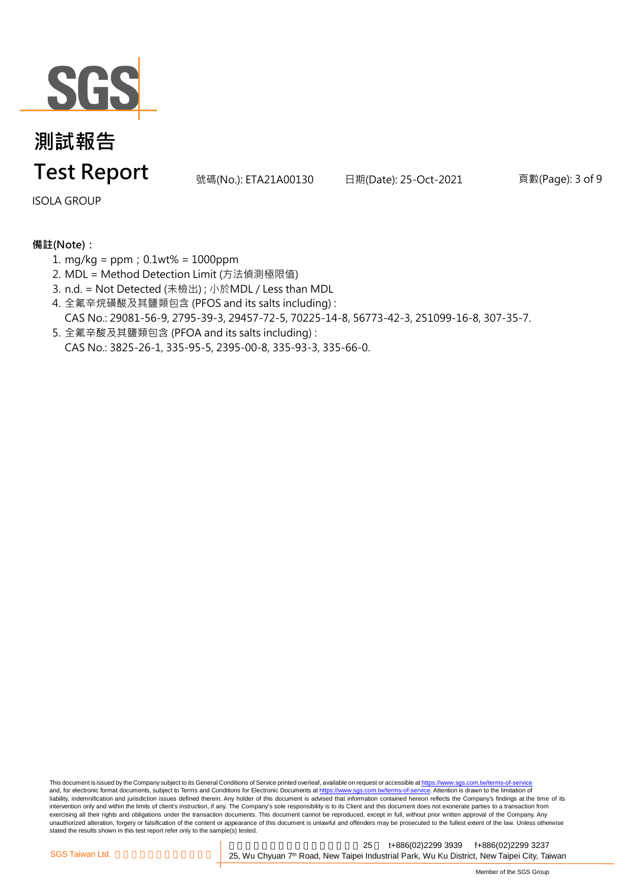# 測試報告

# Test Report

號碼(No.): ETA21A00130 日期(Date): 25-Oct-2021

ISOLA GROUP

**備註(Note)：**

1. mg/kg = ppm；0.1wt% = 1000ppm
2. MDL = Method Detection Limit (方法偵測極限值)
3. n.d. = Not Detected (未檢出) ; 小於MDL / Less than MDL
4. 全氟辛烷磺酸及其鹽類包含 (PFOS and its salts including) :
   CAS No.: 29081-56-9, 2795-39-3, 29457-72-5, 70225-14-8, 56773-42-3, 251099-16-8, 307-35-7.
5. 全氟辛酸及其鹽類包含 (PFOA and its salts including) :
   CAS No.: 3825-26-1, 335-95-5, 2395-00-8, 335-93-3, 335-66-0.

This document is issued by the Company subject to its General Conditions of Service printed overleaf, available on request or accessible at https://www.sgs.com.tw/terms-of-service and, for electronic format documents, subject to Terms and Conditions for Electronic Documents at https://www.sgs.com.tw/terms-of-service. Attention is drawn to the limitation of liability, indemnification and jurisdiction issues defined therein. Any holder of this document is advised that information contained hereon reflects the Company's findings at the time of its intervention only and within the limits of client's instruction, if any. The Company's sole responsibility is to its Client and this document does not exonerate parties to a transaction from exercising all their rights and obligations under the transaction documents. This document cannot be reproduced, except in full, without prior written approval of the Company. Any unauthorized alteration, forgery or falsification of the content or appearance of this document is unlawful and offenders may be prosecuted to the fullest extent of the law. Unless otherwise stated the results shown in this test report refer only to the sample(s) tested.

SGS Taiwan Ltd. 25 t+886(02)2299 3939 f+886(02)2299 3237
25, Wu Chyuan 7th Road, New Taipei Industrial Park, Wu Ku District, New Taipei City, Taiwan

Member of the SGS Group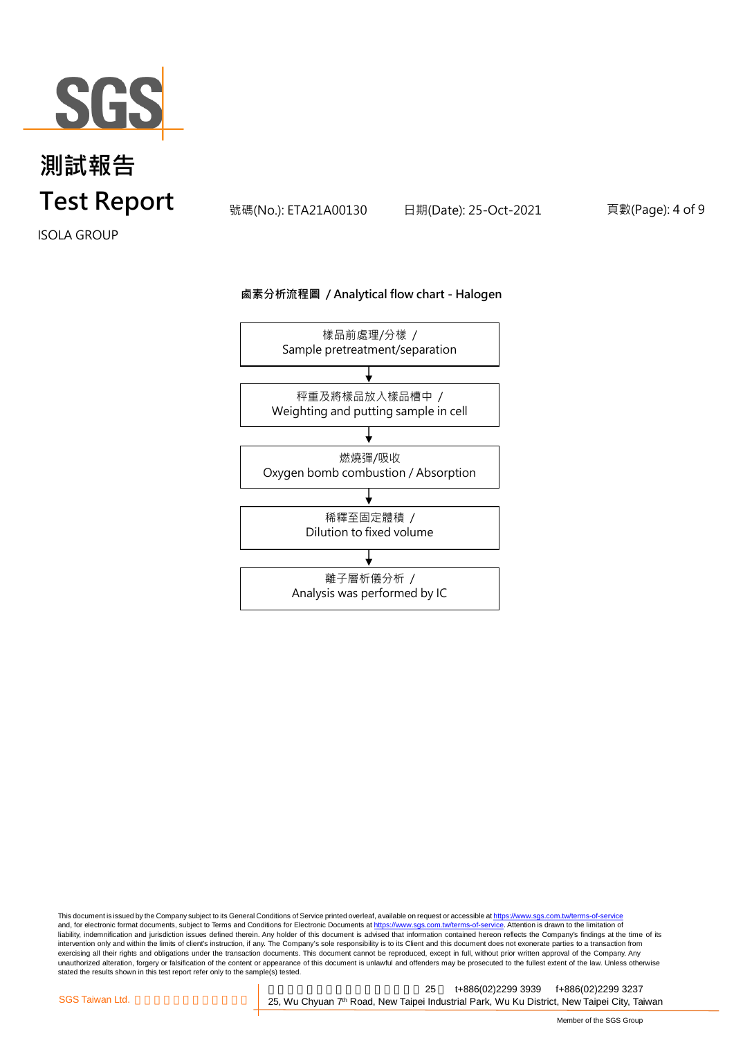# 測試報告
# Test Report

號碼(No.): ETA21A00130　　日期(Date): 25-Oct-2021

ISOLA GROUP

**鹵素分析流程圖 / Analytical flow chart - Halogen**

樣品前處理/分樣 /
Sample pretreatment/separation

↓

秤重及將樣品放入樣品槽中 /
Weighting and putting sample in cell

↓

燃燒彈/吸收
Oxygen bomb combustion / Absorption

↓

稀釋至固定體積 /
Dilution to fixed volume

↓

離子層析儀分析 /
Analysis was performed by IC

This document is issued by the Company subject to its General Conditions of Service printed overleaf, available on request or accessible at https://www.sgs.com.tw/terms-of-service and, for electronic format documents, subject to Terms and Conditions for Electronic Documents at https://www.sgs.com.tw/terms-of-service. Attention is drawn to the limitation of liability, indemnification and jurisdiction issues defined therein. Any holder of this document is advised that information contained hereon reflects the Company's findings at the time of its intervention only and within the limits of client's instruction, if any. The Company's sole responsibility is to its Client and this document does not exonerate parties to a transaction from exercising all their rights and obligations under the transaction documents. This document cannot be reproduced, except in full, without prior written approval of the Company. Any unauthorized alteration, forgery or falsification of the content or appearance of this document is unlawful and offenders may be prosecuted to the fullest extent of the law. Unless otherwise stated the results shown in this test report refer only to the sample(s) tested.

SGS Taiwan Ltd. | 25 t+886(02)2299 3939 f+886(02)2299 3237
25, Wu Chyuan 7th Road, New Taipei Industrial Park, Wu Ku District, New Taipei City, Taiwan

Member of the SGS Group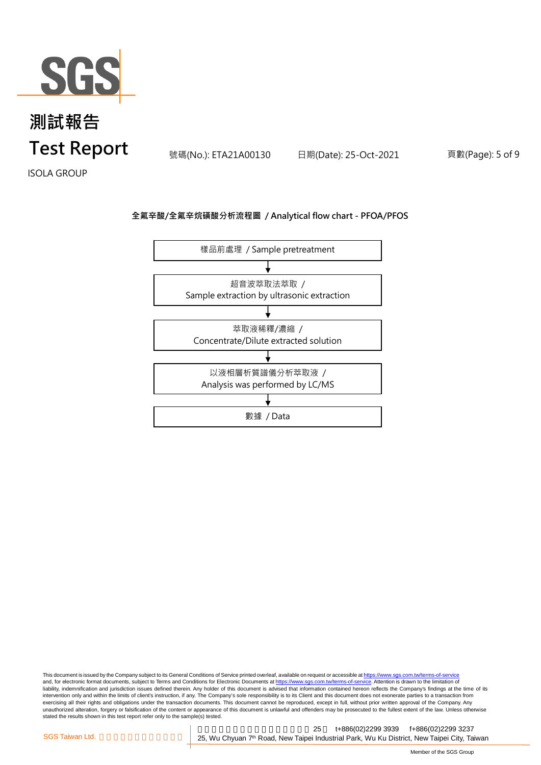ISOLA GROUP

號碼(No.): ETA21A00130 日期(Date): 25-Oct-2021

## 全氟辛酸/全氟辛烷磺酸分析流程圖 / Analytical flow chart - PFOA/PFOS

樣品前處理 / Sample pretreatment

↓

超音波萃取法萃取 /
Sample extraction by ultrasonic extraction

↓

萃取液稀釋/濃縮 /
Concentrate/Dilute extracted solution

↓

以液相層析質譜儀分析萃取液 /
Analysis was performed by LC/MS

↓

數據 / Data

This document is issued by the Company subject to its General Conditions of Service printed overleaf, available on request or accessible at https://www.sgs.com.tw/terms-of-service and, for electronic format documents, subject to Terms and Conditions for Electronic Documents at https://www.sgs.com.tw/terms-of-service. Attention is drawn to the limitation of liability, indemnification and jurisdiction issues defined therein. Any holder of this document is advised that information contained hereon reflects the Company's findings at the time of its intervention only and within the limits of client's instruction, if any. The Company's sole responsibility is to its Client and this document does not exonerate parties to a transaction from exercising all their rights and obligations under the transaction documents. This document cannot be reproduced, except in full, without prior written approval of the Company. Any unauthorized alteration, forgery or falsification of the content or appearance of this document is unlawful and offenders may be prosecuted to the fullest extent of the law. Unless otherwise stated the results shown in this test report refer only to the sample(s) tested.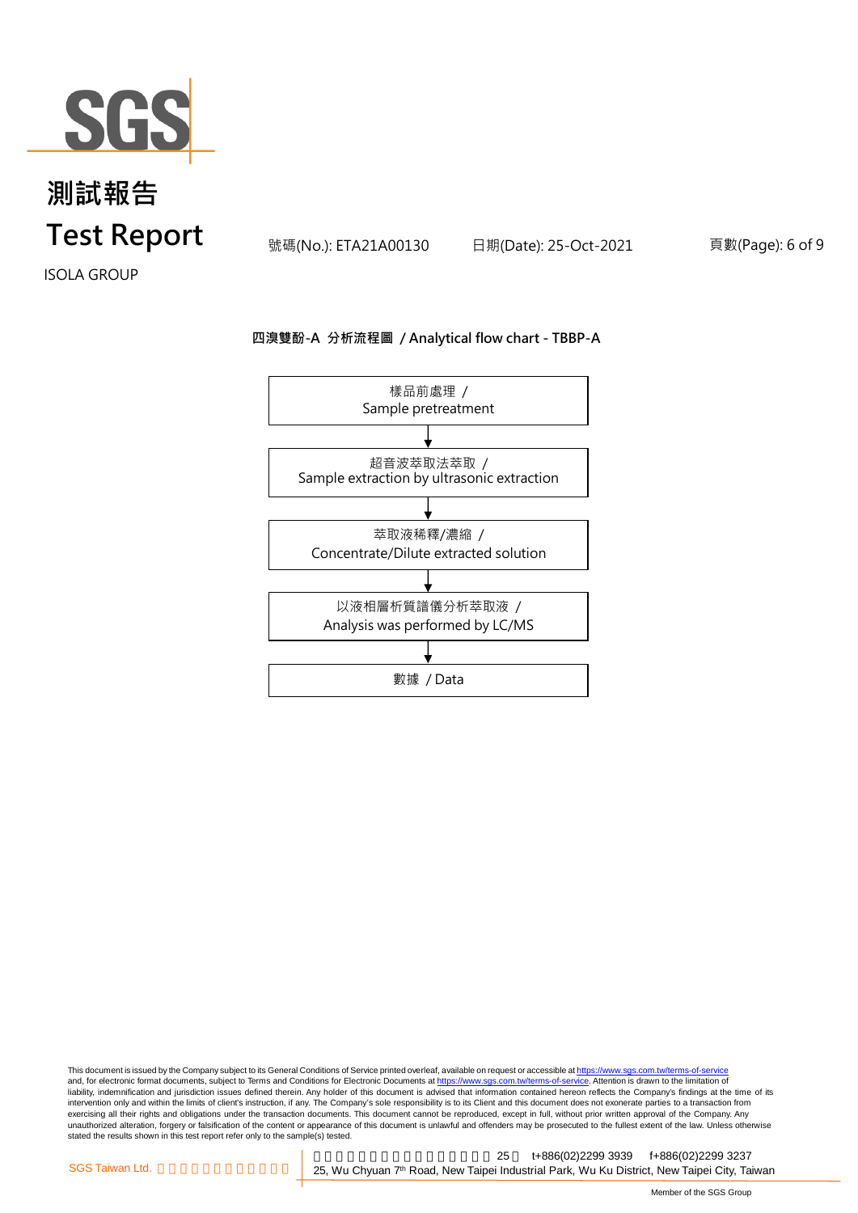**四溴雙酚-A 分析流程圖 / Analytical flow chart - TBBP-A**

樣品前處理 /
Sample pretreatment

↓

超音波萃取法萃取 /
Sample extraction by ultrasonic extraction

↓

萃取液稀釋/濃縮 /
Concentrate/Dilute extracted solution

↓

以液相層析質譜儀分析萃取液 /
Analysis was performed by LC/MS

↓

數據 / Data

This document is issued by the Company subject to its General Conditions of Service printed overleaf, available on request or accessible at https://www.sgs.com.tw/terms-of-service and, for electronic format documents, subject to Terms and Conditions for Electronic Documents at https://www.sgs.com.tw/terms-of-service. Attention is drawn to the limitation of liability, indemnification and jurisdiction issues defined therein. Any holder of this document is advised that information contained hereon reflects the Company's findings at the time of its intervention only and within the limits of client's instruction, if any. The Company's sole responsibility is to its Client and this document does not exonerate parties to a transaction from exercising all their rights and obligations under the transaction documents. This document cannot be reproduced, except in full, without prior written approval of the Company. Any unauthorized alteration, forgery or falsification of the content or appearance of this document is unlawful and offenders may be prosecuted to the fullest extent of the law. Unless otherwise stated the results shown in this test report refer only to the sample(s) tested.

SGS Taiwan Ltd. | 25 | t+886(02)2299 3939 | f+886(02)2299 3237
25, Wu Chyuan 7th Road, New Taipei Industrial Park, Wu Ku District, New Taipei City, Taiwan

Member of the SGS Group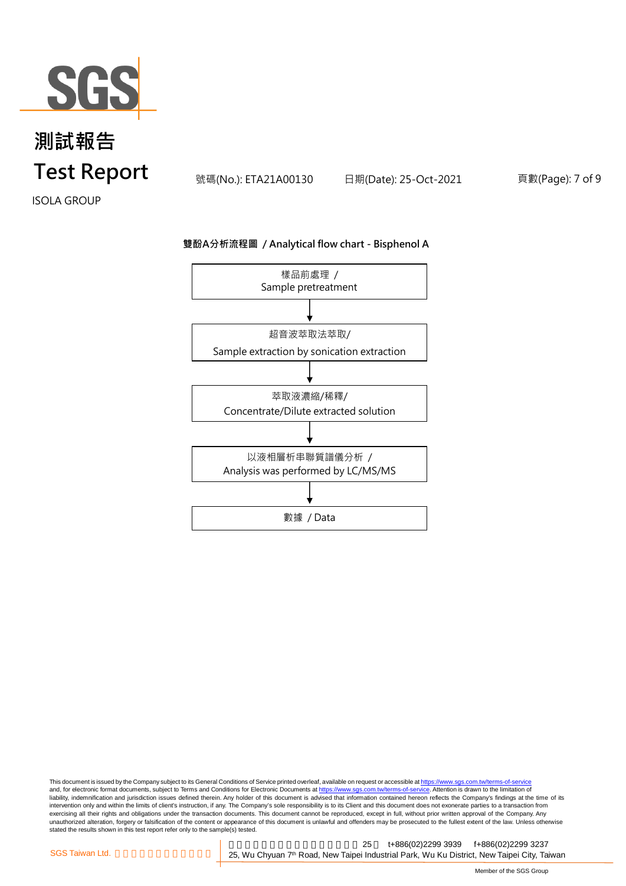# 測試報告
# Test Report

號碼(No.): ETA21A00130 日期(Date): 25-Oct-2021

ISOLA GROUP

**雙酚A分析流程圖 / Analytical flow chart - Bisphenol A**

樣品前處理 /
Sample pretreatment

↓

超音波萃取法萃取/
Sample extraction by sonication extraction

↓

萃取液濃縮/稀釋/
Concentrate/Dilute extracted solution

↓

以液相層析串聯質譜儀分析 /
Analysis was performed by LC/MS/MS

↓

數據 / Data

This document is issued by the Company subject to its General Conditions of Service printed overleaf, available on request or accessible at https://www.sgs.com.tw/terms-of-service and, for electronic format documents, subject to Terms and Conditions for Electronic Documents at https://www.sgs.com.tw/terms-of-service. Attention is drawn to the limitation of liability, indemnification and jurisdiction issues defined therein. Any holder of this document is advised that information contained hereon reflects the Company's findings at the time of its intervention only and within the limits of client's instruction, if any. The Company's sole responsibility is to its Client and this document does not exonerate parties to a transaction from exercising all their rights and obligations under the transaction documents. This document cannot be reproduced, except in full, without prior written approval of the Company. Any unauthorized alteration, forgery or falsification of the content or appearance of this document is unlawful and offenders may be prosecuted to the fullest extent of the law. Unless otherwise stated the results shown in this test report refer only to the sample(s) tested.

SGS Taiwan Ltd. 25 t+886(02)2299 3939 f+886(02)2299 3237
25, Wu Chyuan 7th Road, New Taipei Industrial Park, Wu Ku District, New Taipei City, Taiwan

Member of the SGS Group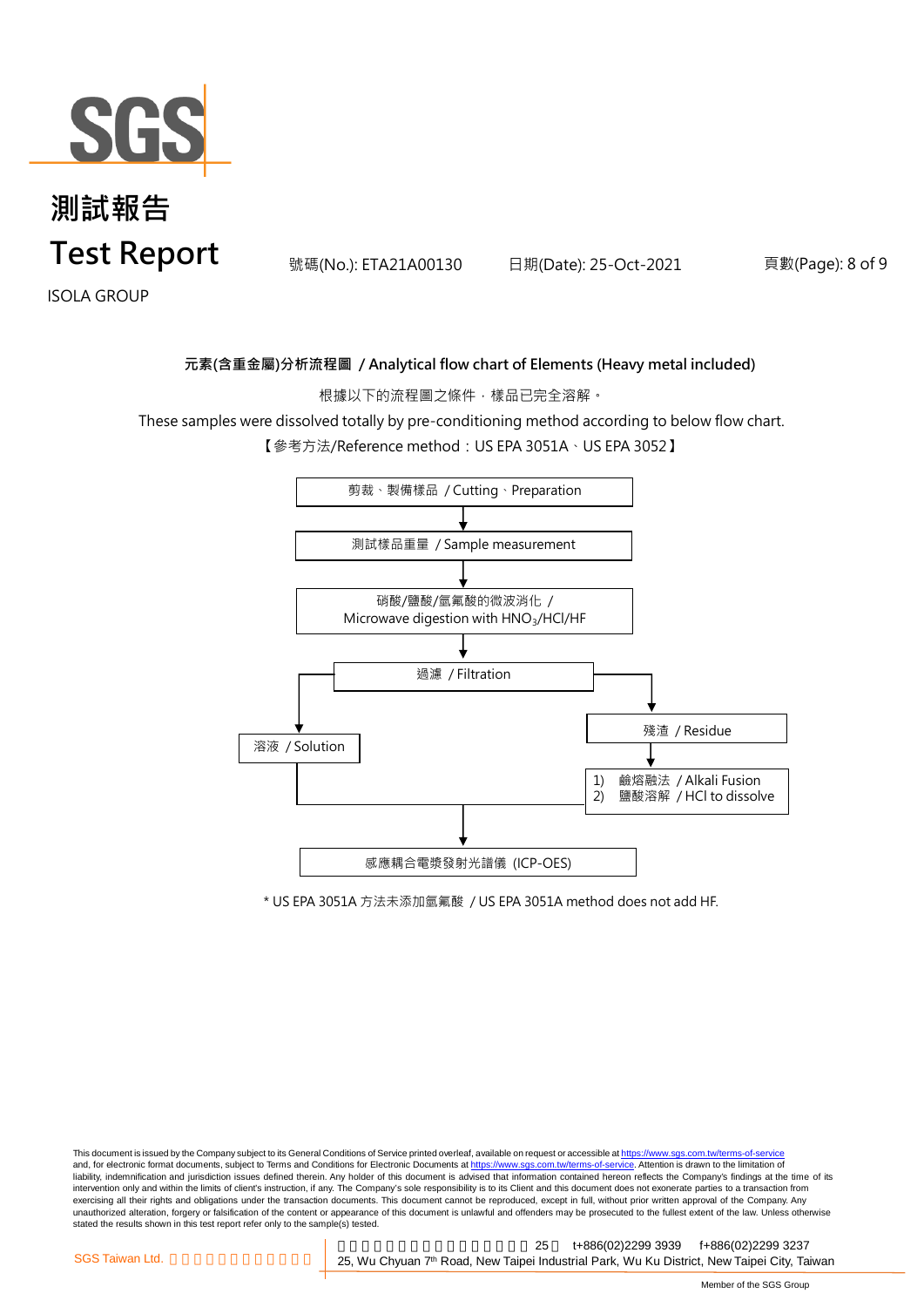# 測試報告
# Test Report

號碼(No.): ETA21A00130　　日期(Date): 25-Oct-2021

ISOLA GROUP

## 元素(含重金屬)分析流程圖 / Analytical flow chart of Elements (Heavy metal included)

根據以下的流程圖之條件，樣品已完全溶解。

These samples were dissolved totally by pre-conditioning method according to below flow chart.

【參考方法/Reference method：US EPA 3051A、US EPA 3052】

剪裁、製備樣品 / Cutting、Preparation

↓

測試樣品重量 / Sample measurement

↓

硝酸/鹽酸/氫氟酸的微波消化 / Microwave digestion with $HNO_3$/HCl/HF

↓

過濾 / Filtration

- 溶液 / Solution
- 殘渣 / Residue
  - ↓
  - 1) 鹼熔融法 / Alkali Fusion
  - 2) 鹽酸溶解 / HCl to dissolve

↓

感應耦合電漿發射光譜儀 (ICP-OES)

\* US EPA 3051A 方法未添加氫氟酸 / US EPA 3051A method does not add HF.

This document is issued by the Company subject to its General Conditions of Service printed overleaf, available on request or accessible at https://www.sgs.com.tw/terms-of-service and, for electronic format documents, subject to Terms and Conditions for Electronic Documents at https://www.sgs.com.tw/terms-of-service. Attention is drawn to the limitation of liability, indemnification and jurisdiction issues defined therein. Any holder of this document is advised that information contained hereon reflects the Company's findings at the time of its intervention only and within the limits of client's instruction, if any. The Company's sole responsibility is to its Client and this document does not exonerate parties to a transaction from exercising all their rights and obligations under the transaction documents. This document cannot be reproduced, except in full, without prior written approval of the Company. Any unauthorized alteration, forgery or falsification of the content or appearance of this document is unlawful and offenders may be prosecuted to the fullest extent of the law. Unless otherwise stated the results shown in this test report refer only to the sample(s) tested.

SGS Taiwan Ltd. | t+886(02)2299 3939 f+886(02)2299 3237 | 25, Wu Chyuan 7th Road, New Taipei Industrial Park, Wu Ku District, New Taipei City, Taiwan

Member of the SGS Group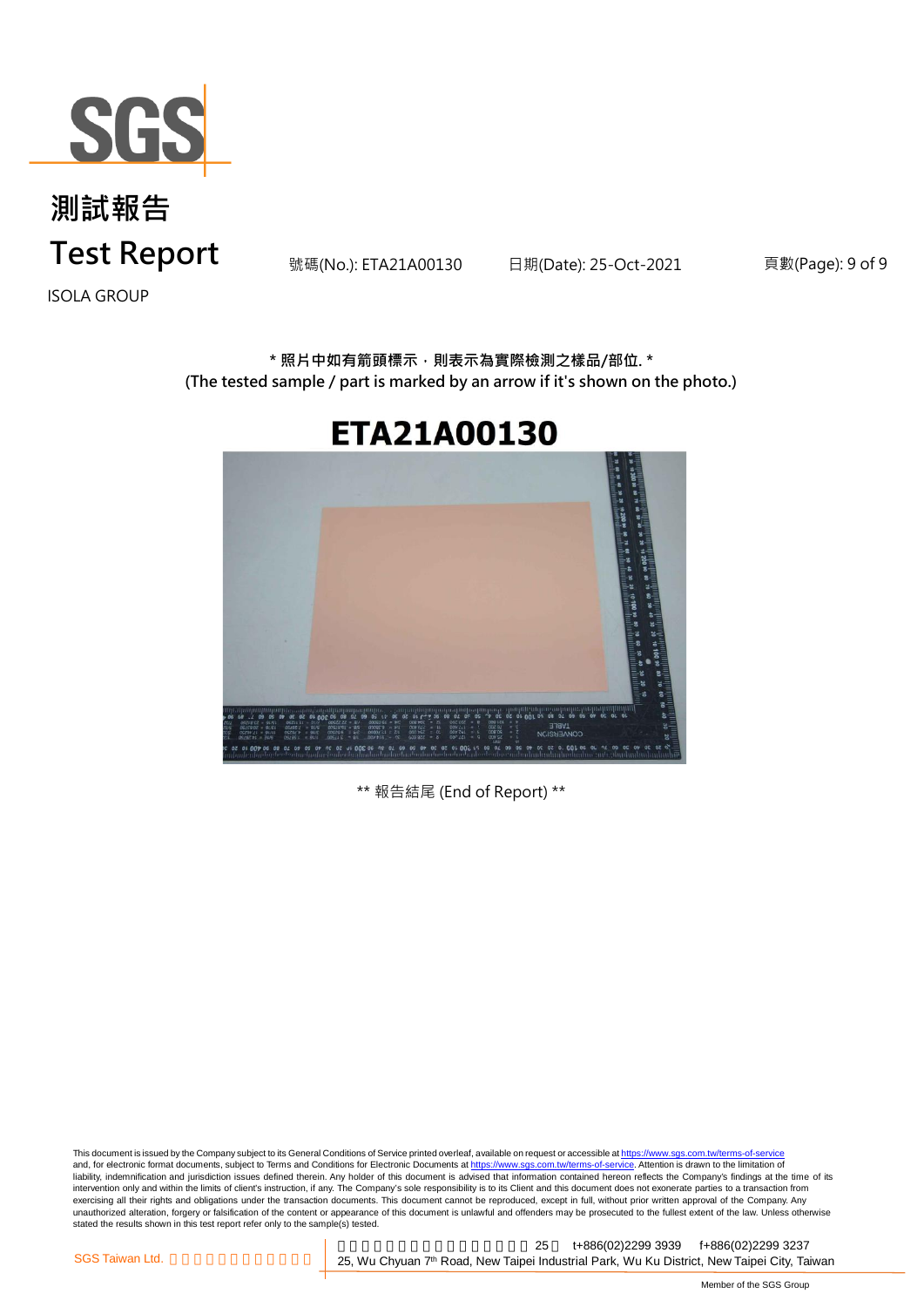# 測試報告
# Test Report

號碼(No.): ETA21A00130 日期(Date): 25-Oct-2021

ISOLA GROUP

**\* 照片中如有箭頭標示，則表示為實際檢測之樣品/部位. \***
**(The tested sample / part is marked by an arrow if it's shown on the photo.)**

**ETA21A00130**

** 報告結尾 (End of Report) **

This document is issued by the Company subject to its General Conditions of Service printed overleaf, available on request or accessible at https://www.sgs.com.tw/terms-of-service and, for electronic format documents, subject to Terms and Conditions for Electronic Documents at https://www.sgs.com.tw/terms-of-service. Attention is drawn to the limitation of liability, indemnification and jurisdiction issues defined therein. Any holder of this document is advised that information contained hereon reflects the Company's findings at the time of its intervention only and within the limits of client's instruction, if any. The Company's sole responsibility is to its Client and this document does not exonerate parties to a transaction from exercising all their rights and obligations under the transaction documents. This document cannot be reproduced, except in full, without prior written approval of the Company. Any unauthorized alteration, forgery or falsification of the content or appearance of this document is unlawful and offenders may be prosecuted to the fullest extent of the law. Unless otherwise stated the results shown in this test report refer only to the sample(s) tested.

SGS Taiwan Ltd. 25 t+886(02)2299 3939 f+886(02)2299 3237
25, Wu Chyuan 7th Road, New Taipei Industrial Park, Wu Ku District, New Taipei City, Taiwan

Member of the SGS Group